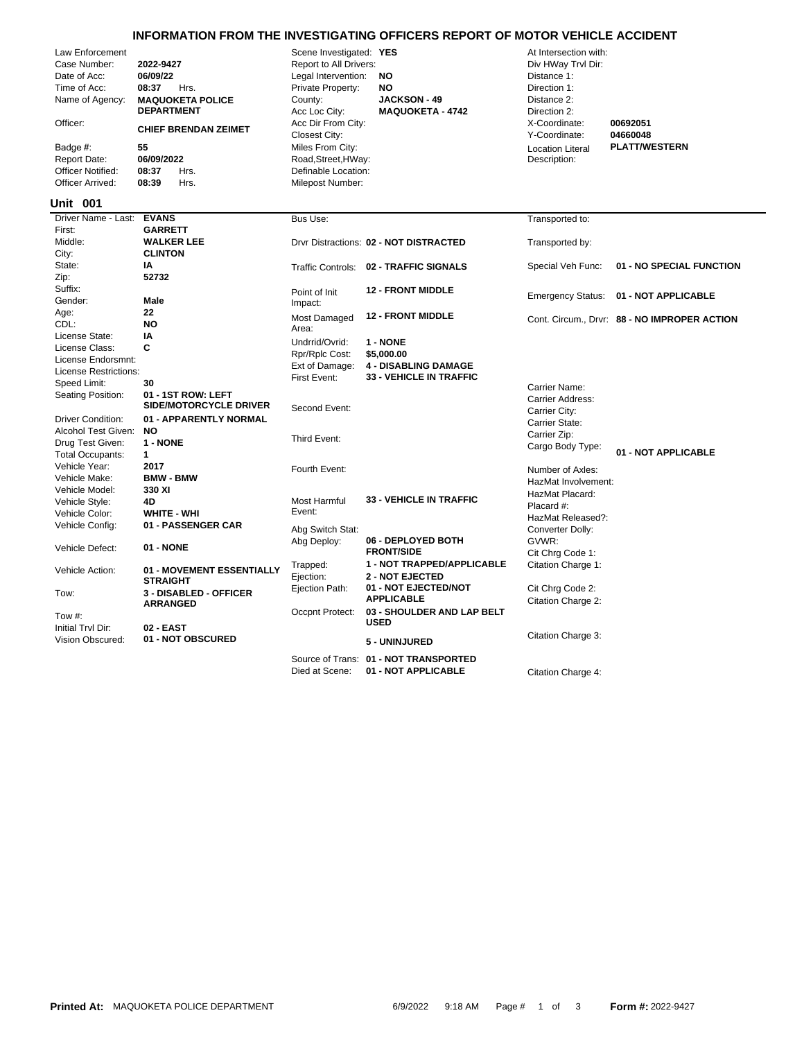# INFORMATION FROM THE INVESTIGATING OFFICERS REPORT OF MOTOR VEHICLE ACCIDENT

| Field | Value | Field | Value | Field | Value |
|---|---|---|---|---|---|
| Law Enforcement Case Number: | **2022-9427** | Scene Investigated: | **YES** | At Intersection with: | |
| Date of Acc: | **06/09/22** | Report to All Drivers: | | Div HWay Trvl Dir: | |
| Time of Acc: | **08:37** Hrs. | Legal Intervention: | **NO** | Distance 1: | |
| Name of Agency: | **MAQUOKETA POLICE DEPARTMENT** | Private Property: | **NO** | Direction 1: | |
| | | County: | **JACKSON - 49** | Distance 2: | |
| | | Acc Loc City: | **MAQUOKETA - 4742** | Direction 2: | |
| Officer: | **CHIEF BRENDAN ZEIMET** | Acc Dir From City: | | X-Coordinate: | **00692051** |
| | | Closest City: | | Y-Coordinate: | **04660048** |
| Badge #: | **55** | Miles From City: | | Location Literal Description: | **PLATT/WESTERN** |
| Report Date: | **06/09/2022** | Road,Street,HWay: | | | |
| Officer Notified: | **08:37** Hrs. | Definable Location: | | | |
| Officer Arrived: | **08:39** Hrs. | Milepost Number: | | | |

## Unit 001

| Field | Value | Field | Value | Field | Value |
|---|---|---|---|---|---|
| Driver Name - Last: | **EVANS** | Bus Use: | | Transported to: | |
| First: | **GARRETT** | | | | |
| Middle: | **WALKER LEE** | Drvr Distractions: | **02 - NOT DISTRACTED** | Transported by: | |
| City: | **CLINTON** | | | | |
| State: | **IA** | Traffic Controls: | **02 - TRAFFIC SIGNALS** | Special Veh Func: | **01 - NO SPECIAL FUNCTION** |
| Zip: | **52732** | | | | |
| Suffix: | | Point of Init Impact: | **12 - FRONT MIDDLE** | Emergency Status: | **01 - NOT APPLICABLE** |
| Gender: | **Male** | | | | |
| Age: | **22** | Most Damaged Area: | **12 - FRONT MIDDLE** | Cont. Circum., Drvr: | **88 - NO IMPROPER ACTION** |
| CDL: | **NO** | | | | |
| License State: | **IA** | Undrrid/Ovrid: | **1 - NONE** | | |
| License Class: | **C** | Rpr/Rplc Cost: | **$5,000.00** | | |
| License Endorsmnt: | | Ext of Damage: | **4 - DISABLING DAMAGE** | | |
| License Restrictions: | | First Event: | **33 - VEHICLE IN TRAFFIC** | | |
| Speed Limit: | **30** | | | Carrier Name: | |
| Seating Position: | **01 - 1ST ROW: LEFT SIDE/MOTORCYCLE DRIVER** | Second Event: | | Carrier Address: | |
| | | | | Carrier City: | |
| Driver Condition: | **01 - APPARENTLY NORMAL** | | | Carrier State: | |
| Alcohol Test Given: | **NO** | Third Event: | | Carrier Zip: | |
| Drug Test Given: | **1 - NONE** | | | Cargo Body Type: | **01 - NOT APPLICABLE** |
| Total Occupants: | **1** | | | | |
| Vehicle Year: | **2017** | Fourth Event: | | Number of Axles: | |
| Vehicle Make: | **BMW - BMW** | | | HazMat Involvement: | |
| Vehicle Model: | **330 XI** | | | HazMat Placard: | |
| Vehicle Style: | **4D** | Most Harmful Event: | **33 - VEHICLE IN TRAFFIC** | Placard #: | |
| Vehicle Color: | **WHITE - WHI** | | | HazMat Released?: | |
| Vehicle Config: | **01 - PASSENGER CAR** | Abg Switch Stat: | | Converter Dolly: | |
| Vehicle Defect: | **01 - NONE** | Abg Deploy: | **06 - DEPLOYED BOTH FRONT/SIDE** | GVWR: | |
| | | | | Cit Chrg Code 1: | |
| Vehicle Action: | **01 - MOVEMENT ESSENTIALLY STRAIGHT** | Trapped: | **1 - NOT TRAPPED/APPLICABLE** | Citation Charge 1: | |
| | | Ejection: | **2 - NOT EJECTED** | | |
| Tow: | **3 - DISABLED - OFFICER ARRANGED** | Ejection Path: | **01 - NOT EJECTED/NOT APPLICABLE** | Cit Chrg Code 2: | |
| | | | | Citation Charge 2: | |
| Tow #: | | Occpnt Protect: | **03 - SHOULDER AND LAP BELT USED** | | |
| Initial Trvl Dir: | **02 - EAST** | | | | |
| Vision Obscured: | **01 - NOT OBSCURED** | | **5 - UNINJURED** | Citation Charge 3: | |
| | | Source of Trans: | **01 - NOT TRANSPORTED** | | |
| | | Died at Scene: | **01 - NOT APPLICABLE** | Citation Charge 4: | |

**Printed At:** MAQUOKETA POLICE DEPARTMENT 6/9/2022 9:18 AM **Form #:** 2022-9427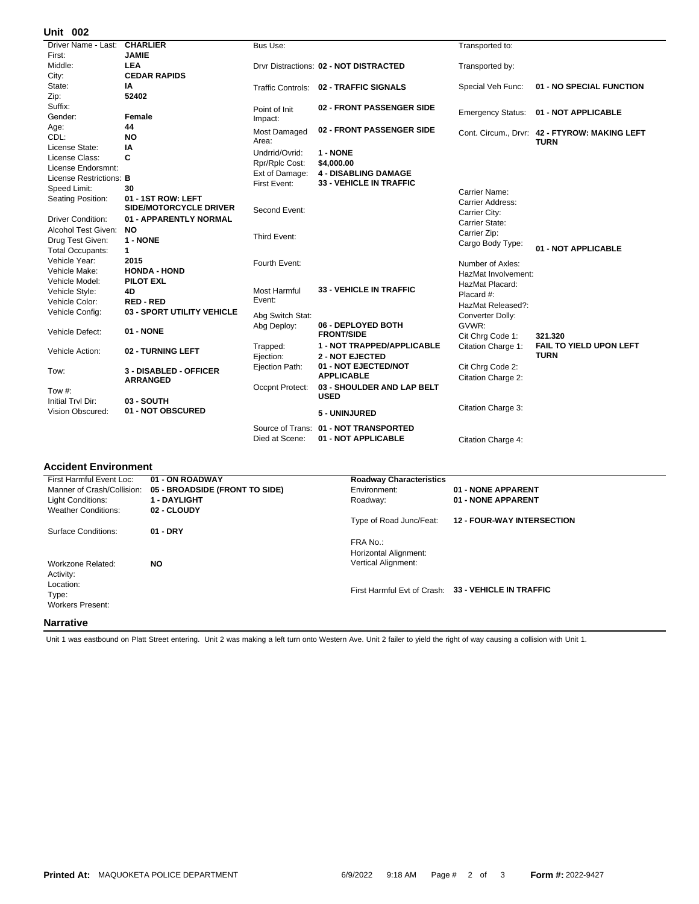## Unit 002

| Field | Value |
|---|---|
| Driver Name - Last: | **CHARLIER** |
| First: | **JAMIE** |
| Middle: | **LEA** |
| City: | **CEDAR RAPIDS** |
| State: | **IA** |
| Zip: | **52402** |
| Suffix: | |
| Gender: | **Female** |
| Age: | **44** |
| CDL: | **NO** |
| License State: | **IA** |
| License Class: | **C** |
| License Endorsmnt: | |
| License Restrictions: | **B** |
| Speed Limit: | **30** |
| Seating Position: | **01 - 1ST ROW: LEFT SIDE/MOTORCYCLE DRIVER** |
| Driver Condition: | **01 - APPARENTLY NORMAL** |
| Alcohol Test Given: | **NO** |
| Drug Test Given: | **1 - NONE** |
| Total Occupants: | **1** |
| Vehicle Year: | **2015** |
| Vehicle Make: | **HONDA - HOND** |
| Vehicle Model: | **PILOT EXL** |
| Vehicle Style: | **4D** |
| Vehicle Color: | **RED - RED** |
| Vehicle Config: | **03 - SPORT UTILITY VEHICLE** |
| Vehicle Defect: | **01 - NONE** |
| Vehicle Action: | **02 - TURNING LEFT** |
| Tow: | **3 - DISABLED - OFFICER ARRANGED** |
| Tow #: | |
| Initial Trvl Dir: | **03 - SOUTH** |
| Vision Obscured: | **01 - NOT OBSCURED** |

| Field | Value |
|---|---|
| Bus Use: | |
| Drvr Distractions: | **02 - NOT DISTRACTED** |
| Traffic Controls: | **02 - TRAFFIC SIGNALS** |
| Point of Init Impact: | **02 - FRONT PASSENGER SIDE** |
| Most Damaged Area: | **02 - FRONT PASSENGER SIDE** |
| Undrrid/Ovrid: | **1 - NONE** |
| Rpr/Rplc Cost: | **$4,000.00** |
| Ext of Damage: | **4 - DISABLING DAMAGE** |
| First Event: | **33 - VEHICLE IN TRAFFIC** |
| Second Event: | |
| Third Event: | |
| Fourth Event: | |
| Most Harmful Event: | **33 - VEHICLE IN TRAFFIC** |
| Abg Switch Stat: | |
| Abg Deploy: | **06 - DEPLOYED BOTH FRONT/SIDE** |
| Trapped: | **1 - NOT TRAPPED/APPLICABLE** |
| Ejection: | **2 - NOT EJECTED** |
| Ejection Path: | **01 - NOT EJECTED/NOT APPLICABLE** |
| Occpnt Protect: | **03 - SHOULDER AND LAP BELT USED** |
| | **5 - UNINJURED** |
| Source of Trans: | **01 - NOT TRANSPORTED** |
| Died at Scene: | **01 - NOT APPLICABLE** |

| Field | Value |
|---|---|
| Transported to: | |
| Transported by: | |
| Special Veh Func: | **01 - NO SPECIAL FUNCTION** |
| Emergency Status: | **01 - NOT APPLICABLE** |
| Cont. Circum., Drvr: | **42 - FTYROW: MAKING LEFT TURN** |
| Carrier Name: | |
| Carrier Address: | |
| Carrier City: | |
| Carrier State: | |
| Carrier Zip: | |
| Cargo Body Type: | **01 - NOT APPLICABLE** |
| Number of Axles: | |
| HazMat Involvement: | |
| HazMat Placard: | |
| Placard #: | |
| HazMat Released?: | |
| Converter Dolly: | |
| GVWR: | |
| Cit Chrg Code 1: | **321.320** |
| Citation Charge 1: | **FAIL TO YIELD UPON LEFT TURN** |
| Cit Chrg Code 2: | |
| Citation Charge 2: | |
| Citation Charge 3: | |
| Citation Charge 4: | |

## Accident Environment

| Field | Value |
|---|---|
| First Harmful Event Loc: | **01 - ON ROADWAY** |
| Manner of Crash/Collision: | **05 - BROADSIDE (FRONT TO SIDE)** |
| Light Conditions: | **1 - DAYLIGHT** |
| Weather Conditions: | **02 - CLOUDY** |
| Surface Conditions: | **01 - DRY** |
| Workzone Related: | **NO** |
| Activity: | |
| Location: | |
| Type: | |
| Workers Present: | |

| **Roadway Characteristics** | |
|---|---|
| Environment: | **01 - NONE APPARENT** |
| Roadway: | **01 - NONE APPARENT** |
| Type of Road Junc/Feat: | **12 - FOUR-WAY INTERSECTION** |
| FRA No.: | |
| Horizontal Alignment: | |
| Vertical Alignment: | |
| First Harmful Evt of Crash: | **33 - VEHICLE IN TRAFFIC** |

## Narrative

Unit 1 was eastbound on Platt Street entering. Unit 2 was making a left turn onto Western Ave. Unit 2 failer to yield the right of way causing a collision with Unit 1.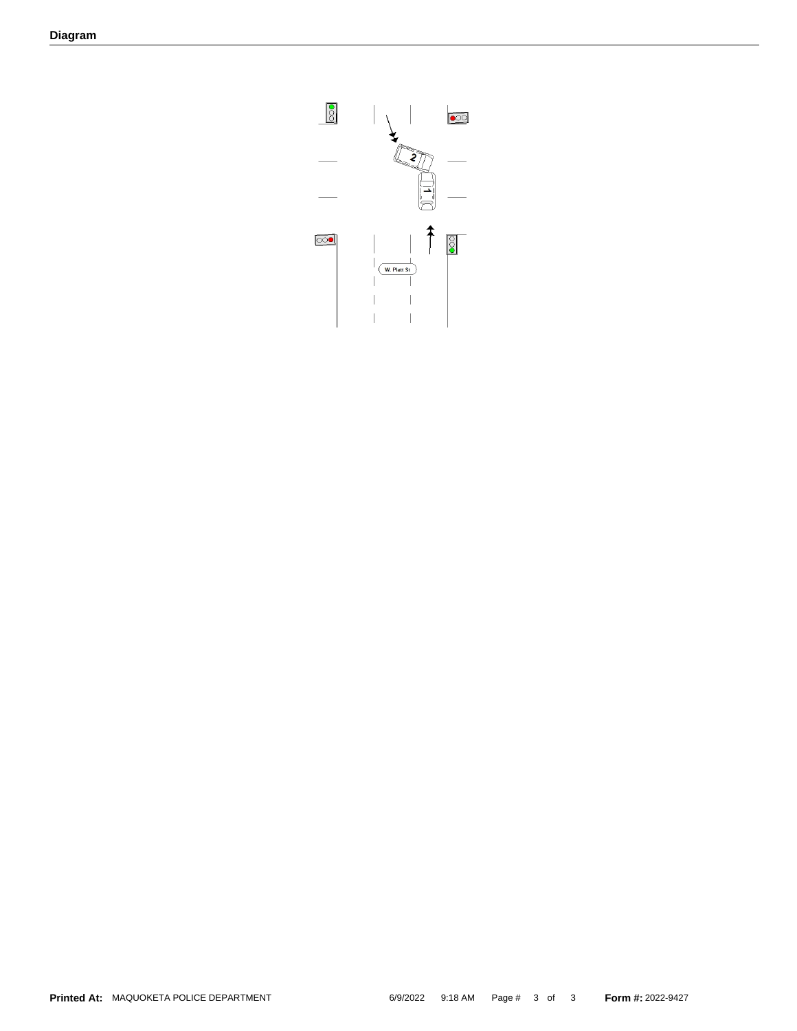**Diagram**

W. Platt St

2

1